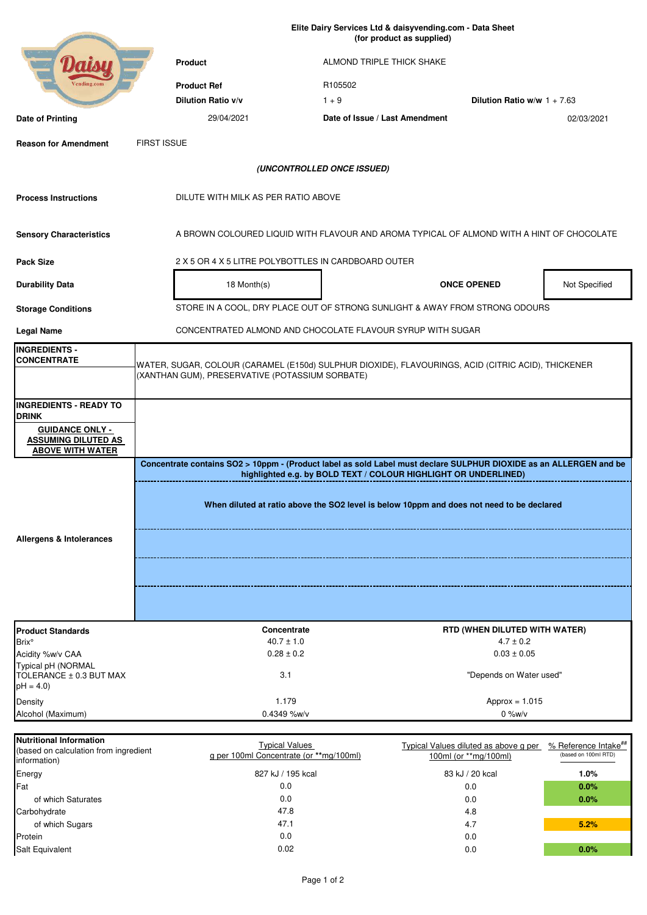**Elite Dairy Services Ltd & daisyvending.com - Data Sheet**
**(for product as supplied)**

| | | | |
|---|---|---|---|
| **Product** | ALMOND TRIPLE THICK SHAKE | | |
| **Product Ref** | R105502 | | |
| **Dilution Ratio v/v** | 1 + 9 | **Dilution Ratio w/w** | 1 + 7.63 |
| **Date of Printing** | 29/04/2021 | **Date of Issue / Last Amendment** | 02/03/2021 |
| **Reason for Amendment** | FIRST ISSUE | | |

***(UNCONTROLLED ONCE ISSUED)***

| | |
|---|---|
| **Process Instructions** | DILUTE WITH MILK AS PER RATIO ABOVE |
| **Sensory Characteristics** | A BROWN COLOURED LIQUID WITH FLAVOUR AND AROMA TYPICAL OF ALMOND WITH A HINT OF CHOCOLATE |
| **Pack Size** | 2 X 5 OR 4 X 5 LITRE POLYBOTTLES IN CARDBOARD OUTER |
| **Durability Data** | 18 Month(s) — **ONCE OPENED**: Not Specified |
| **Storage Conditions** | STORE IN A COOL, DRY PLACE OUT OF STRONG SUNLIGHT & AWAY FROM STRONG ODOURS |
| **Legal Name** | CONCENTRATED ALMOND AND CHOCOLATE FLAVOUR SYRUP WITH SUGAR |
| **INGREDIENTS - CONCENTRATE** | WATER, SUGAR, COLOUR (CARAMEL (E150d) SULPHUR DIOXIDE), FLAVOURINGS, ACID (CITRIC ACID), THICKENER (XANTHAN GUM), PRESERVATIVE (POTASSIUM SORBATE) |
| **INGREDIENTS - READY TO DRINK** — **GUIDANCE ONLY - ASSUMING DILUTED AS ABOVE WITH WATER** | |
| **Allergens & Intolerances** | **Concentrate contains SO2 > 10ppm - (Product label as sold Label must declare SULPHUR DIOXIDE as an ALLERGEN and be highlighted e.g. by BOLD TEXT / COLOUR HIGHLIGHT OR UNDERLINED)** <br> **When diluted at ratio above the SO2 level is below 10ppm and does not need to be declared** |

| **Product Standards** | **Concentrate** | **RTD (WHEN DILUTED WITH WATER)** |
|---|---|---|
| Brix° | 40.7 ± 1.0 | 4.7 ± 0.2 |
| Acidity %w/v CAA | 0.28 ± 0.2 | 0.03 ± 0.05 |
| Typical pH (NORMAL TOLERANCE ± 0.3 BUT MAX pH = 4.0) | 3.1 | "Depends on Water used" |
| Density | 1.179 | Approx = 1.015 |
| Alcohol (Maximum) | 0.4349 %w/v | 0 %w/v |

| **Nutritional Information** (based on calculation from ingredient information) | Typical Values g per 100ml Concentrate (or **mg/100ml) | Typical Values diluted as above g per 100ml (or **mg/100ml) | % Reference Intake## (based on 100ml RTD) |
|---|---|---|---|
| Energy | 827 kJ / 195 kcal | 83 kJ / 20 kcal | **1.0%** |
| Fat | 0.0 | 0.0 | **0.0%** |
| of which Saturates | 0.0 | 0.0 | **0.0%** |
| Carbohydrate | 47.8 | 4.8 | |
| of which Sugars | 47.1 | 4.7 | **5.2%** |
| Protein | 0.0 | 0.0 | |
| Salt Equivalent | 0.02 | 0.0 | **0.0%** |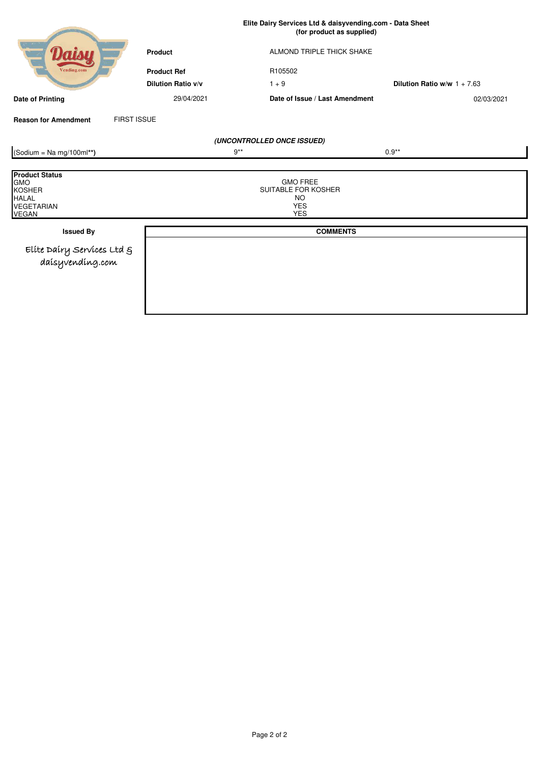**Elite Dairy Services Ltd & daisyvending.com - Data Sheet**
**(for product as supplied)**

| | | | |
|---|---|---|---|
| **Product** | ALMOND TRIPLE THICK SHAKE | | |
| **Product Ref** | R105502 | | |
| **Dilution Ratio v/v** | 1 + 9 | **Dilution Ratio w/w** | 1 + 7.63 |
| **Date of Printing** | 29/04/2021 | **Date of Issue / Last Amendment** | 02/03/2021 |
| **Reason for Amendment** | FIRST ISSUE | | |

***(UNCONTROLLED ONCE ISSUED)***

| | | |
|---|---|---|
| (Sodium = Na mg/100ml**) | 9** | 0.9** |

| **Product Status** | |
|---|---|
| GMO | GMO FREE |
| KOSHER | SUITABLE FOR KOSHER |
| HALAL | NO |
| VEGETARIAN | YES |
| VEGAN | YES |

**Issued By**

Elite Dairy Services Ltd & daisyvending.com

**COMMENTS**